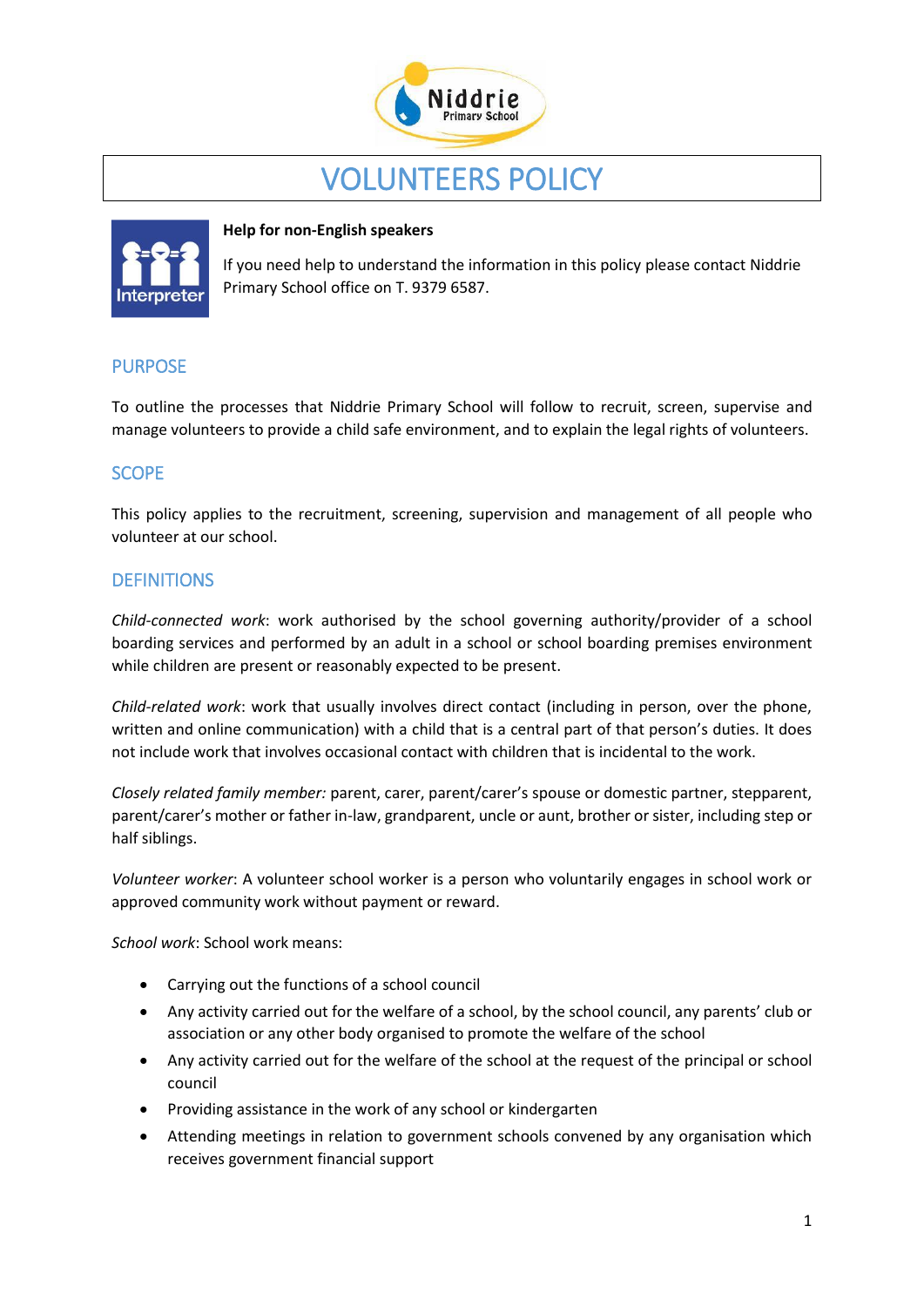# VOLUNTEERS POLICY

**Help for non-English speakers**

If you need help to understand the information in this policy please contact Niddrie Primary School office on T. 9379 6587.

## PURPOSE

To outline the processes that Niddrie Primary School will follow to recruit, screen, supervise and manage volunteers to provide a child safe environment, and to explain the legal rights of volunteers.

## SCOPE

This policy applies to the recruitment, screening, supervision and management of all people who volunteer at our school.

## DEFINITIONS

*Child-connected work*: work authorised by the school governing authority/provider of a school boarding services and performed by an adult in a school or school boarding premises environment while children are present or reasonably expected to be present.

*Child-related work*: work that usually involves direct contact (including in person, over the phone, written and online communication) with a child that is a central part of that person's duties. It does not include work that involves occasional contact with children that is incidental to the work.

*Closely related family member:* parent, carer, parent/carer's spouse or domestic partner, stepparent, parent/carer's mother or father in-law, grandparent, uncle or aunt, brother or sister, including step or half siblings.

*Volunteer worker*: A volunteer school worker is a person who voluntarily engages in school work or approved community work without payment or reward.

*School work*: School work means:

- Carrying out the functions of a school council
- Any activity carried out for the welfare of a school, by the school council, any parents' club or association or any other body organised to promote the welfare of the school
- Any activity carried out for the welfare of the school at the request of the principal or school council
- Providing assistance in the work of any school or kindergarten
- Attending meetings in relation to government schools convened by any organisation which receives government financial support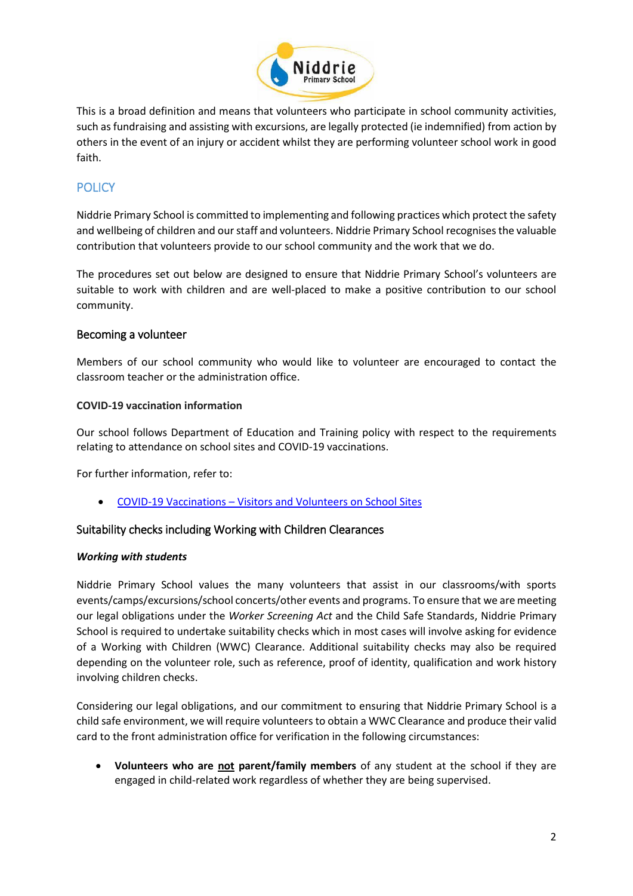This is a broad definition and means that volunteers who participate in school community activities, such as fundraising and assisting with excursions, are legally protected (ie indemnified) from action by others in the event of an injury or accident whilst they are performing volunteer school work in good faith.

## POLICY

Niddrie Primary School is committed to implementing and following practices which protect the safety and wellbeing of children and our staff and volunteers. Niddrie Primary School recognises the valuable contribution that volunteers provide to our school community and the work that we do.

The procedures set out below are designed to ensure that Niddrie Primary School's volunteers are suitable to work with children and are well-placed to make a positive contribution to our school community.

### Becoming a volunteer

Members of our school community who would like to volunteer are encouraged to contact the classroom teacher or the administration office.

**COVID-19 vaccination information**

Our school follows Department of Education and Training policy with respect to the requirements relating to attendance on school sites and COVID-19 vaccinations.

For further information, refer to:

- COVID-19 Vaccinations – Visitors and Volunteers on School Sites

### Suitability checks including Working with Children Clearances

***Working with students***

Niddrie Primary School values the many volunteers that assist in our classrooms/with sports events/camps/excursions/school concerts/other events and programs. To ensure that we are meeting our legal obligations under the *Worker Screening Act* and the Child Safe Standards, Niddrie Primary School is required to undertake suitability checks which in most cases will involve asking for evidence of a Working with Children (WWC) Clearance. Additional suitability checks may also be required depending on the volunteer role, such as reference, proof of identity, qualification and work history involving children checks.

Considering our legal obligations, and our commitment to ensuring that Niddrie Primary School is a child safe environment, we will require volunteers to obtain a WWC Clearance and produce their valid card to the front administration office for verification in the following circumstances:

- **Volunteers who are not parent/family members** of any student at the school if they are engaged in child-related work regardless of whether they are being supervised.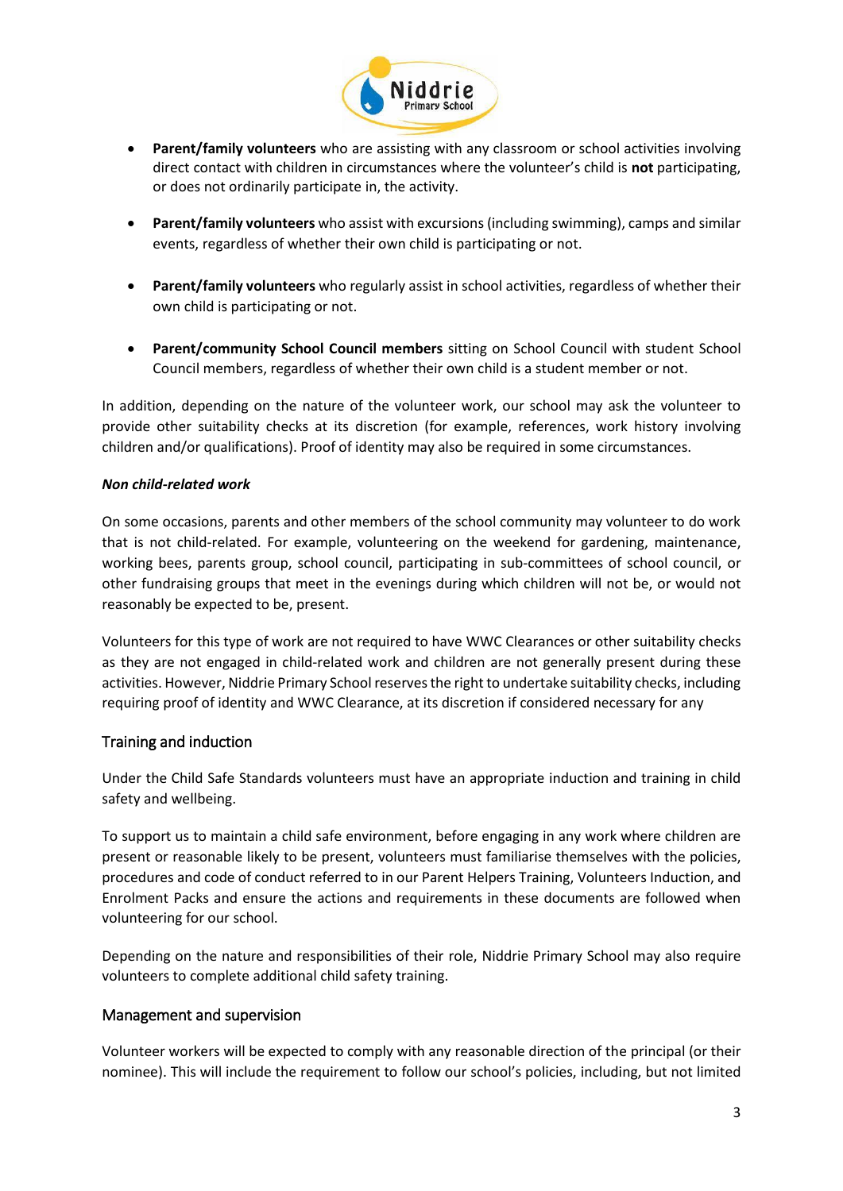- **Parent/family volunteers** who are assisting with any classroom or school activities involving direct contact with children in circumstances where the volunteer's child is **not** participating, or does not ordinarily participate in, the activity.

- **Parent/family volunteers** who assist with excursions (including swimming), camps and similar events, regardless of whether their own child is participating or not.

- **Parent/family volunteers** who regularly assist in school activities, regardless of whether their own child is participating or not.

- **Parent/community School Council members** sitting on School Council with student School Council members, regardless of whether their own child is a student member or not.

In addition, depending on the nature of the volunteer work, our school may ask the volunteer to provide other suitability checks at its discretion (for example, references, work history involving children and/or qualifications). Proof of identity may also be required in some circumstances.

***Non child-related work***

On some occasions, parents and other members of the school community may volunteer to do work that is not child-related. For example, volunteering on the weekend for gardening, maintenance, working bees, parents group, school council, participating in sub-committees of school council, or other fundraising groups that meet in the evenings during which children will not be, or would not reasonably be expected to be, present.

Volunteers for this type of work are not required to have WWC Clearances or other suitability checks as they are not engaged in child-related work and children are not generally present during these activities. However, Niddrie Primary School reserves the right to undertake suitability checks, including requiring proof of identity and WWC Clearance, at its discretion if considered necessary for any

## Training and induction

Under the Child Safe Standards volunteers must have an appropriate induction and training in child safety and wellbeing.

To support us to maintain a child safe environment, before engaging in any work where children are present or reasonable likely to be present, volunteers must familiarise themselves with the policies, procedures and code of conduct referred to in our Parent Helpers Training, Volunteers Induction, and Enrolment Packs and ensure the actions and requirements in these documents are followed when volunteering for our school.

Depending on the nature and responsibilities of their role, Niddrie Primary School may also require volunteers to complete additional child safety training.

## Management and supervision

Volunteer workers will be expected to comply with any reasonable direction of the principal (or their nominee). This will include the requirement to follow our school's policies, including, but not limited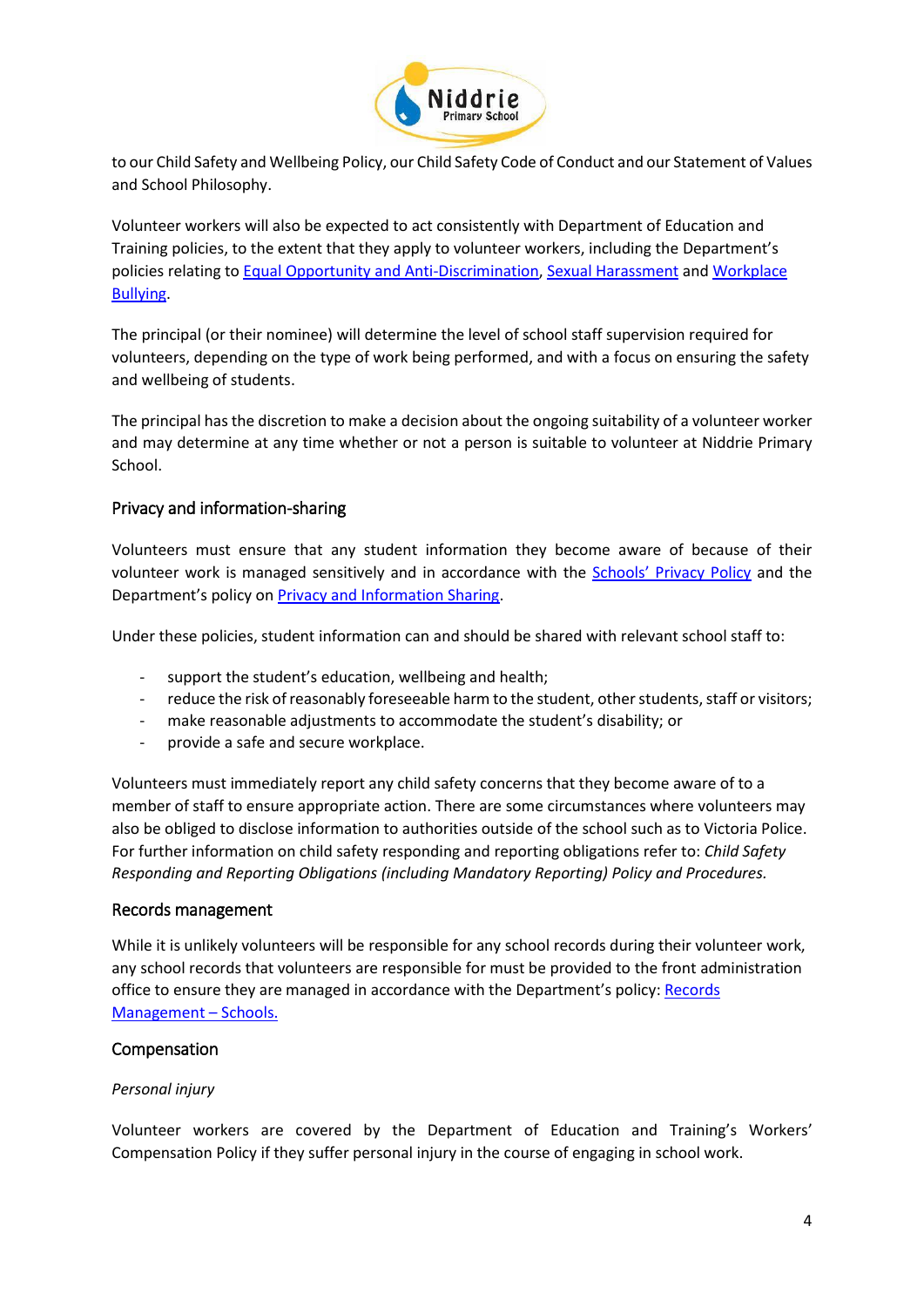to our Child Safety and Wellbeing Policy, our Child Safety Code of Conduct and our Statement of Values and School Philosophy.

Volunteer workers will also be expected to act consistently with Department of Education and Training policies, to the extent that they apply to volunteer workers, including the Department's policies relating to Equal Opportunity and Anti-Discrimination, Sexual Harassment and Workplace Bullying.

The principal (or their nominee) will determine the level of school staff supervision required for volunteers, depending on the type of work being performed, and with a focus on ensuring the safety and wellbeing of students.

The principal has the discretion to make a decision about the ongoing suitability of a volunteer worker and may determine at any time whether or not a person is suitable to volunteer at Niddrie Primary School.

## Privacy and information-sharing

Volunteers must ensure that any student information they become aware of because of their volunteer work is managed sensitively and in accordance with the Schools' Privacy Policy and the Department's policy on Privacy and Information Sharing.

Under these policies, student information can and should be shared with relevant school staff to:

- support the student's education, wellbeing and health;
- reduce the risk of reasonably foreseeable harm to the student, other students, staff or visitors;
- make reasonable adjustments to accommodate the student's disability; or
- provide a safe and secure workplace.

Volunteers must immediately report any child safety concerns that they become aware of to a member of staff to ensure appropriate action. There are some circumstances where volunteers may also be obliged to disclose information to authorities outside of the school such as to Victoria Police. For further information on child safety responding and reporting obligations refer to: *Child Safety Responding and Reporting Obligations (including Mandatory Reporting) Policy and Procedures.*

## Records management

While it is unlikely volunteers will be responsible for any school records during their volunteer work, any school records that volunteers are responsible for must be provided to the front administration office to ensure they are managed in accordance with the Department's policy: Records Management – Schools.

## Compensation

*Personal injury*

Volunteer workers are covered by the Department of Education and Training's Workers' Compensation Policy if they suffer personal injury in the course of engaging in school work.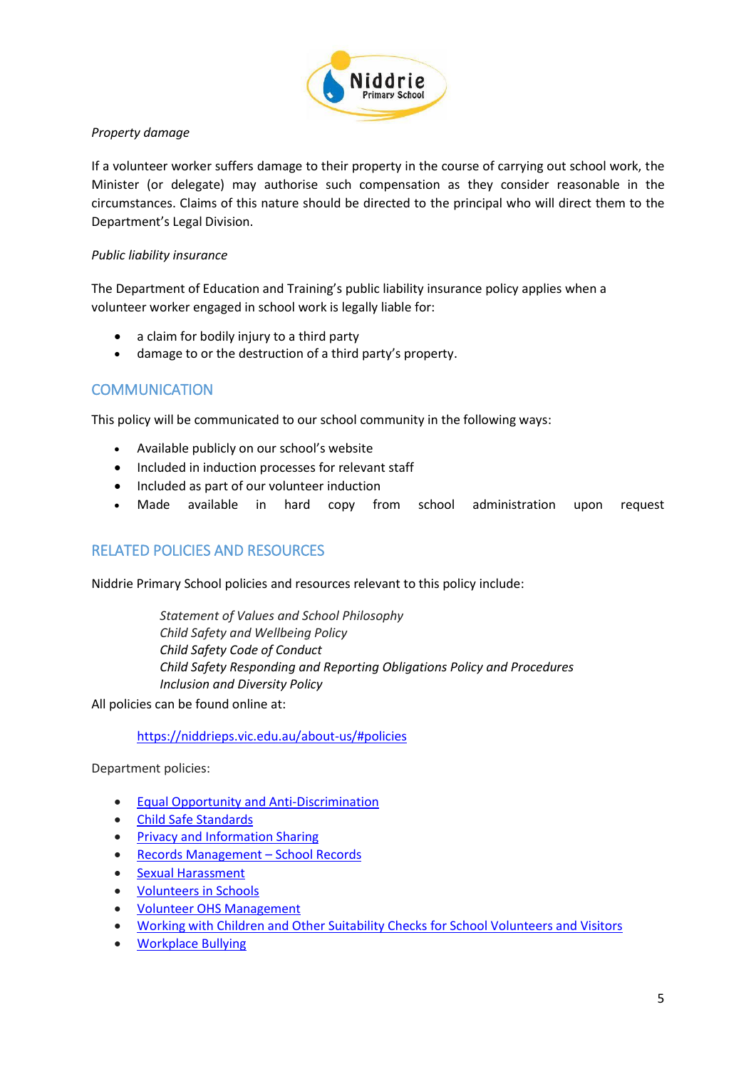*Property damage*

If a volunteer worker suffers damage to their property in the course of carrying out school work, the Minister (or delegate) may authorise such compensation as they consider reasonable in the circumstances. Claims of this nature should be directed to the principal who will direct them to the Department's Legal Division.

*Public liability insurance*

The Department of Education and Training's public liability insurance policy applies when a volunteer worker engaged in school work is legally liable for:

- a claim for bodily injury to a third party
- damage to or the destruction of a third party's property.

## COMMUNICATION

This policy will be communicated to our school community in the following ways:

- Available publicly on our school's website
- Included in induction processes for relevant staff
- Included as part of our volunteer induction
- Made available in hard copy from school administration upon request

## RELATED POLICIES AND RESOURCES

Niddrie Primary School policies and resources relevant to this policy include:

*Statement of Values and School Philosophy*
*Child Safety and Wellbeing Policy*
*Child Safety Code of Conduct*
*Child Safety Responding and Reporting Obligations Policy and Procedures*
*Inclusion and Diversity Policy*

All policies can be found online at:

https://niddrieps.vic.edu.au/about-us/#policies

Department policies:

- Equal Opportunity and Anti-Discrimination
- Child Safe Standards
- Privacy and Information Sharing
- Records Management – School Records
- Sexual Harassment
- Volunteers in Schools
- Volunteer OHS Management
- Working with Children and Other Suitability Checks for School Volunteers and Visitors
- Workplace Bullying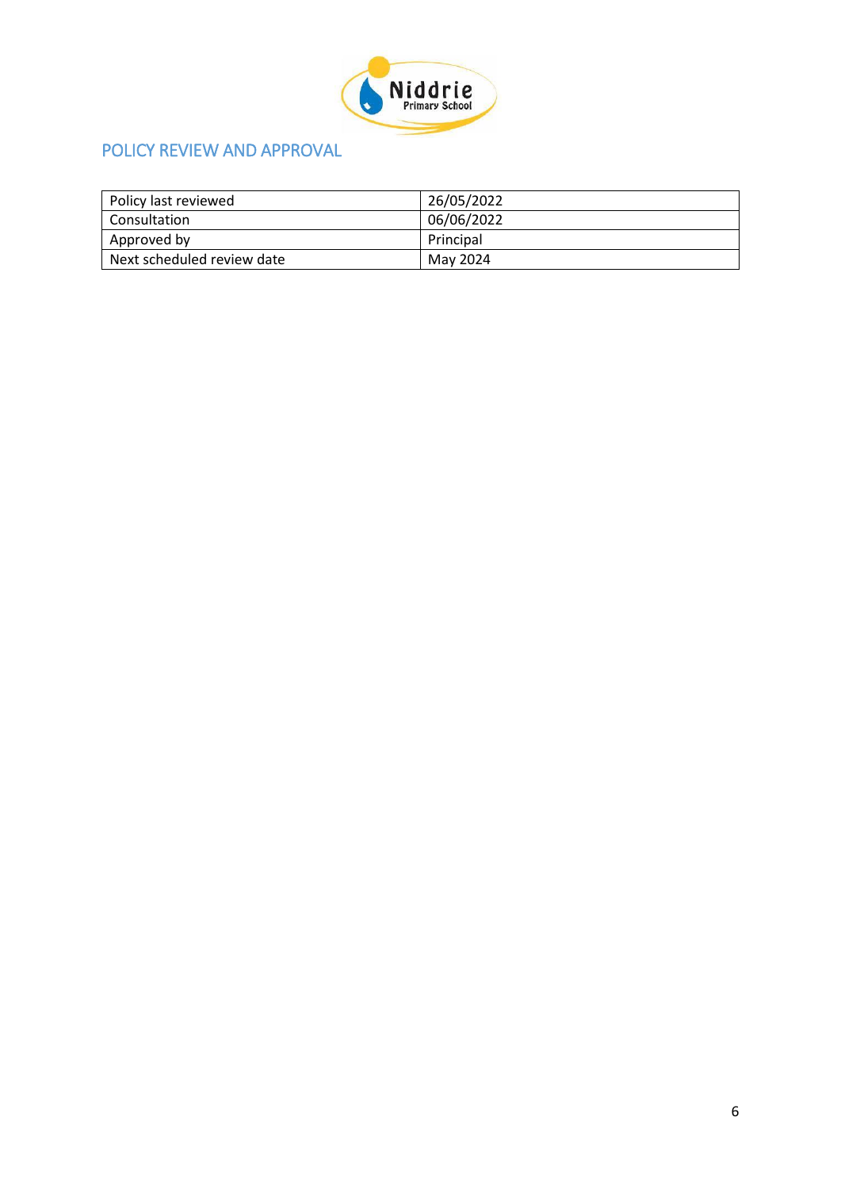## POLICY REVIEW AND APPROVAL

| | |
|---|---|
| Policy last reviewed | 26/05/2022 |
| Consultation | 06/06/2022 |
| Approved by | Principal |
| Next scheduled review date | May 2024 |